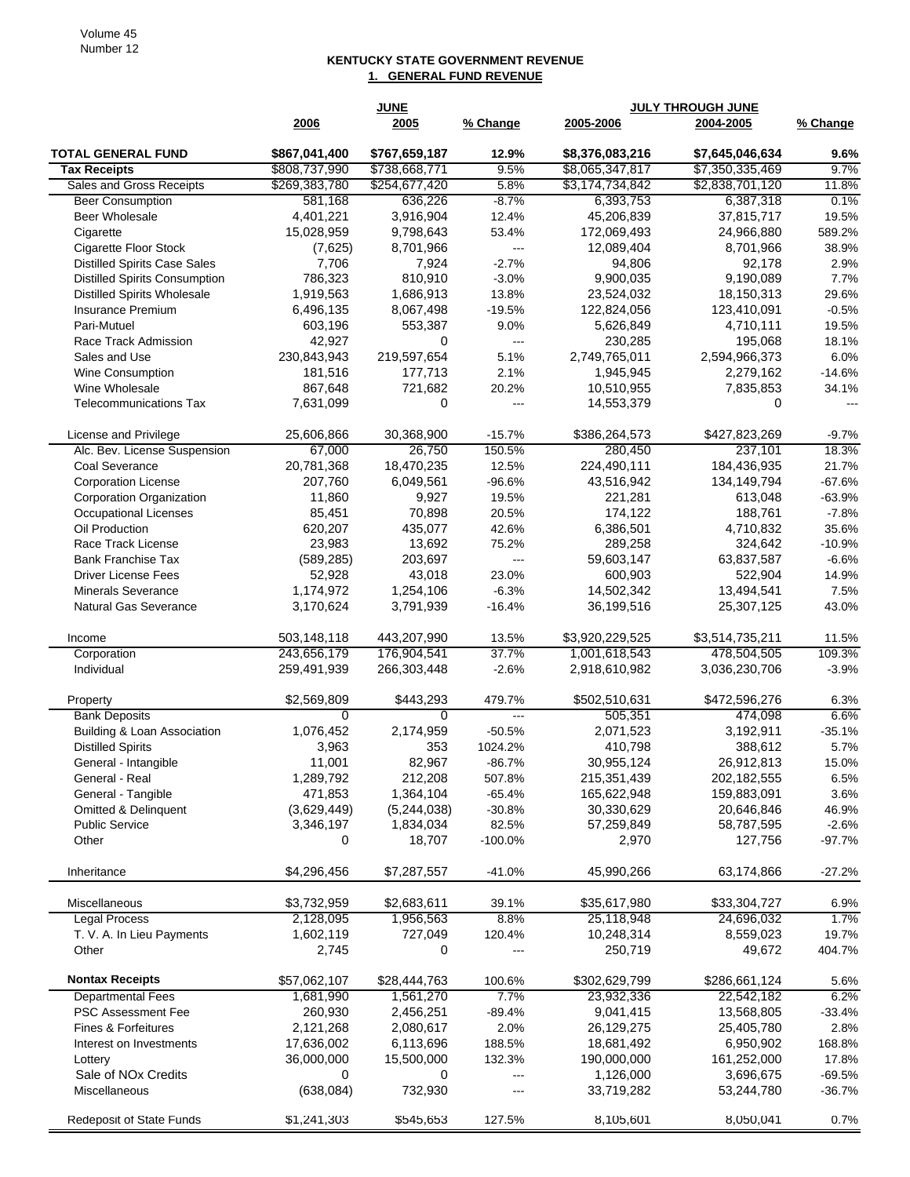## KENTUCKY STATE GOVERNMENT REVENUE

### 1. GENERAL FUND REVENUE

| | JUNE | | | JULY THROUGH JUNE | | |
|---|---|---|---|---|---|---|
| | 2006 | 2005 | % Change | 2005-2006 | 2004-2005 | % Change |
| **TOTAL GENERAL FUND** | **$867,041,400** | **$767,659,187** | **12.9%** | **$8,376,083,216** | **$7,645,046,634** | **9.6%** |
| **Tax Receipts** | $808,737,990 | $738,668,771 | 9.5% | $8,065,347,817 | $7,350,335,469 | 9.7% |
| Sales and Gross Receipts | $269,383,780 | $254,677,420 | 5.8% | $3,174,734,842 | $2,838,701,120 | 11.8% |
| Beer Consumption | 581,168 | 636,226 | -8.7% | 6,393,753 | 6,387,318 | 0.1% |
| Beer Wholesale | 4,401,221 | 3,916,904 | 12.4% | 45,206,839 | 37,815,717 | 19.5% |
| Cigarette | 15,028,959 | 9,798,643 | 53.4% | 172,069,493 | 24,966,880 | 589.2% |
| Cigarette Floor Stock | (7,625) | 8,701,966 | --- | 12,089,404 | 8,701,966 | 38.9% |
| Distilled Spirits Case Sales | 7,706 | 7,924 | -2.7% | 94,806 | 92,178 | 2.9% |
| Distilled Spirits Consumption | 786,323 | 810,910 | -3.0% | 9,900,035 | 9,190,089 | 7.7% |
| Distilled Spirits Wholesale | 1,919,563 | 1,686,913 | 13.8% | 23,524,032 | 18,150,313 | 29.6% |
| Insurance Premium | 6,496,135 | 8,067,498 | -19.5% | 122,824,056 | 123,410,091 | -0.5% |
| Pari-Mutuel | 603,196 | 553,387 | 9.0% | 5,626,849 | 4,710,111 | 19.5% |
| Race Track Admission | 42,927 | 0 | --- | 230,285 | 195,068 | 18.1% |
| Sales and Use | 230,843,943 | 219,597,654 | 5.1% | 2,749,765,011 | 2,594,966,373 | 6.0% |
| Wine Consumption | 181,516 | 177,713 | 2.1% | 1,945,945 | 2,279,162 | -14.6% |
| Wine Wholesale | 867,648 | 721,682 | 20.2% | 10,510,955 | 7,835,853 | 34.1% |
| Telecommunications Tax | 7,631,099 | 0 | --- | 14,553,379 | 0 | --- |
| License and Privilege | 25,606,866 | 30,368,900 | -15.7% | $386,264,573 | $427,823,269 | -9.7% |
| Alc. Bev. License Suspension | 67,000 | 26,750 | 150.5% | 280,450 | 237,101 | 18.3% |
| Coal Severance | 20,781,368 | 18,470,235 | 12.5% | 224,490,111 | 184,436,935 | 21.7% |
| Corporation License | 207,760 | 6,049,561 | -96.6% | 43,516,942 | 134,149,794 | -67.6% |
| Corporation Organization | 11,860 | 9,927 | 19.5% | 221,281 | 613,048 | -63.9% |
| Occupational Licenses | 85,451 | 70,898 | 20.5% | 174,122 | 188,761 | -7.8% |
| Oil Production | 620,207 | 435,077 | 42.6% | 6,386,501 | 4,710,832 | 35.6% |
| Race Track License | 23,983 | 13,692 | 75.2% | 289,258 | 324,642 | -10.9% |
| Bank Franchise Tax | (589,285) | 203,697 | --- | 59,603,147 | 63,837,587 | -6.6% |
| Driver License Fees | 52,928 | 43,018 | 23.0% | 600,903 | 522,904 | 14.9% |
| Minerals Severance | 1,174,972 | 1,254,106 | -6.3% | 14,502,342 | 13,494,541 | 7.5% |
| Natural Gas Severance | 3,170,624 | 3,791,939 | -16.4% | 36,199,516 | 25,307,125 | 43.0% |
| Income | 503,148,118 | 443,207,990 | 13.5% | $3,920,229,525 | $3,514,735,211 | 11.5% |
| Corporation | 243,656,179 | 176,904,541 | 37.7% | 1,001,618,543 | 478,504,505 | 109.3% |
| Individual | 259,491,939 | 266,303,448 | -2.6% | 2,918,610,982 | 3,036,230,706 | -3.9% |
| Property | $2,569,809 | $443,293 | 479.7% | $502,510,631 | $472,596,276 | 6.3% |
| Bank Deposits | 0 | 0 | --- | 505,351 | 474,098 | 6.6% |
| Building & Loan Association | 1,076,452 | 2,174,959 | -50.5% | 2,071,523 | 3,192,911 | -35.1% |
| Distilled Spirits | 3,963 | 353 | 1024.2% | 410,798 | 388,612 | 5.7% |
| General - Intangible | 11,001 | 82,967 | -86.7% | 30,955,124 | 26,912,813 | 15.0% |
| General - Real | 1,289,792 | 212,208 | 507.8% | 215,351,439 | 202,182,555 | 6.5% |
| General - Tangible | 471,853 | 1,364,104 | -65.4% | 165,622,948 | 159,883,091 | 3.6% |
| Omitted & Delinquent | (3,629,449) | (5,244,038) | -30.8% | 30,330,629 | 20,646,846 | 46.9% |
| Public Service | 3,346,197 | 1,834,034 | 82.5% | 57,259,849 | 58,787,595 | -2.6% |
| Other | 0 | 18,707 | -100.0% | 2,970 | 127,756 | -97.7% |
| Inheritance | $4,296,456 | $7,287,557 | -41.0% | 45,990,266 | 63,174,866 | -27.2% |
| Miscellaneous | $3,732,959 | $2,683,611 | 39.1% | $35,617,980 | $33,304,727 | 6.9% |
| Legal Process | 2,128,095 | 1,956,563 | 8.8% | 25,118,948 | 24,696,032 | 1.7% |
| T. V. A. In Lieu Payments | 1,602,119 | 727,049 | 120.4% | 10,248,314 | 8,559,023 | 19.7% |
| Other | 2,745 | 0 | --- | 250,719 | 49,672 | 404.7% |
| **Nontax Receipts** | $57,062,107 | $28,444,763 | 100.6% | $302,629,799 | $286,661,124 | 5.6% |
| Departmental Fees | 1,681,990 | 1,561,270 | 7.7% | 23,932,336 | 22,542,182 | 6.2% |
| PSC Assessment Fee | 260,930 | 2,456,251 | -89.4% | 9,041,415 | 13,568,805 | -33.4% |
| Fines & Forfeitures | 2,121,268 | 2,080,617 | 2.0% | 26,129,275 | 25,405,780 | 2.8% |
| Interest on Investments | 17,636,002 | 6,113,696 | 188.5% | 18,681,492 | 6,950,902 | 168.8% |
| Lottery | 36,000,000 | 15,500,000 | 132.3% | 190,000,000 | 161,252,000 | 17.8% |
| Sale of NOx Credits | 0 | 0 | --- | 1,126,000 | 3,696,675 | -69.5% |
| Miscellaneous | (638,084) | 732,930 | --- | 33,719,282 | 53,244,780 | -36.7% |
| Redeposit of State Funds | $1,241,303 | $545,653 | 127.5% | 8,105,601 | 8,050,041 | 0.7% |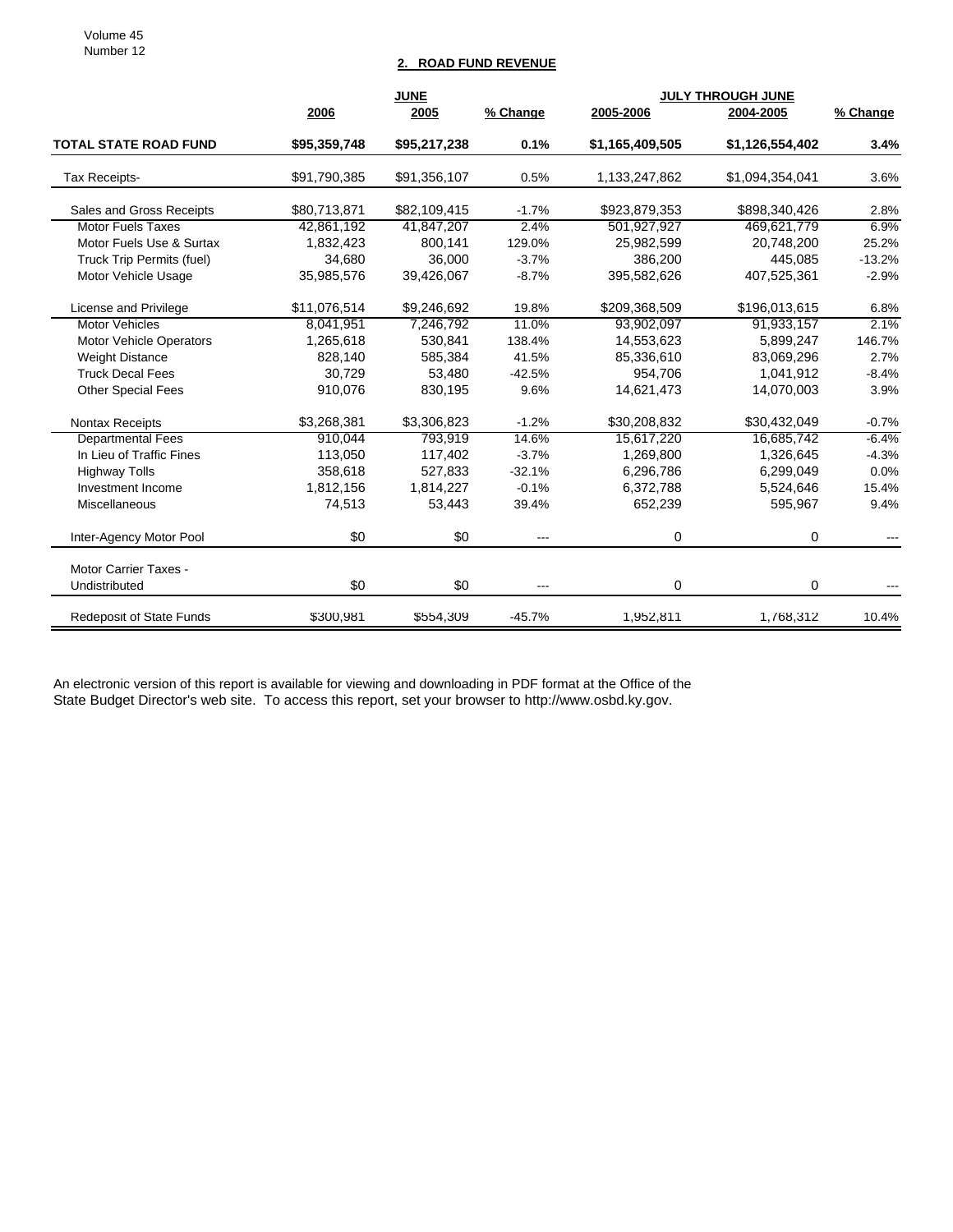## 2. ROAD FUND REVENUE

| | JUNE | | | JULY THROUGH JUNE | | |
|---|---|---|---|---|---|---|
| | 2006 | 2005 | % Change | 2005-2006 | 2004-2005 | % Change |
| **TOTAL STATE ROAD FUND** | **$95,359,748** | **$95,217,238** | **0.1%** | **$1,165,409,505** | **$1,126,554,402** | **3.4%** |
| Tax Receipts- | $91,790,385 | $91,356,107 | 0.5% | 1,133,247,862 | $1,094,354,041 | 3.6% |
| Sales and Gross Receipts | $80,713,871 | $82,109,415 | -1.7% | $923,879,353 | $898,340,426 | 2.8% |
| Motor Fuels Taxes | 42,861,192 | 41,847,207 | 2.4% | 501,927,927 | 469,621,779 | 6.9% |
| Motor Fuels Use & Surtax | 1,832,423 | 800,141 | 129.0% | 25,982,599 | 20,748,200 | 25.2% |
| Truck Trip Permits (fuel) | 34,680 | 36,000 | -3.7% | 386,200 | 445,085 | -13.2% |
| Motor Vehicle Usage | 35,985,576 | 39,426,067 | -8.7% | 395,582,626 | 407,525,361 | -2.9% |
| License and Privilege | $11,076,514 | $9,246,692 | 19.8% | $209,368,509 | $196,013,615 | 6.8% |
| Motor Vehicles | 8,041,951 | 7,246,792 | 11.0% | 93,902,097 | 91,933,157 | 2.1% |
| Motor Vehicle Operators | 1,265,618 | 530,841 | 138.4% | 14,553,623 | 5,899,247 | 146.7% |
| Weight Distance | 828,140 | 585,384 | 41.5% | 85,336,610 | 83,069,296 | 2.7% |
| Truck Decal Fees | 30,729 | 53,480 | -42.5% | 954,706 | 1,041,912 | -8.4% |
| Other Special Fees | 910,076 | 830,195 | 9.6% | 14,621,473 | 14,070,003 | 3.9% |
| Nontax Receipts | $3,268,381 | $3,306,823 | -1.2% | $30,208,832 | $30,432,049 | -0.7% |
| Departmental Fees | 910,044 | 793,919 | 14.6% | 15,617,220 | 16,685,742 | -6.4% |
| In Lieu of Traffic Fines | 113,050 | 117,402 | -3.7% | 1,269,800 | 1,326,645 | -4.3% |
| Highway Tolls | 358,618 | 527,833 | -32.1% | 6,296,786 | 6,299,049 | 0.0% |
| Investment Income | 1,812,156 | 1,814,227 | -0.1% | 6,372,788 | 5,524,646 | 15.4% |
| Miscellaneous | 74,513 | 53,443 | 39.4% | 652,239 | 595,967 | 9.4% |
| Inter-Agency Motor Pool | $0 | $0 | --- | 0 | 0 | --- |
| Motor Carrier Taxes - Undistributed | $0 | $0 | --- | 0 | 0 | --- |
| Redeposit of State Funds | $300,981 | $554,309 | -45.7% | 1,952,811 | 1,768,312 | 10.4% |

An electronic version of this report is available for viewing and downloading in PDF format at the Office of the State Budget Director's web site. To access this report, set your browser to http://www.osbd.ky.gov.